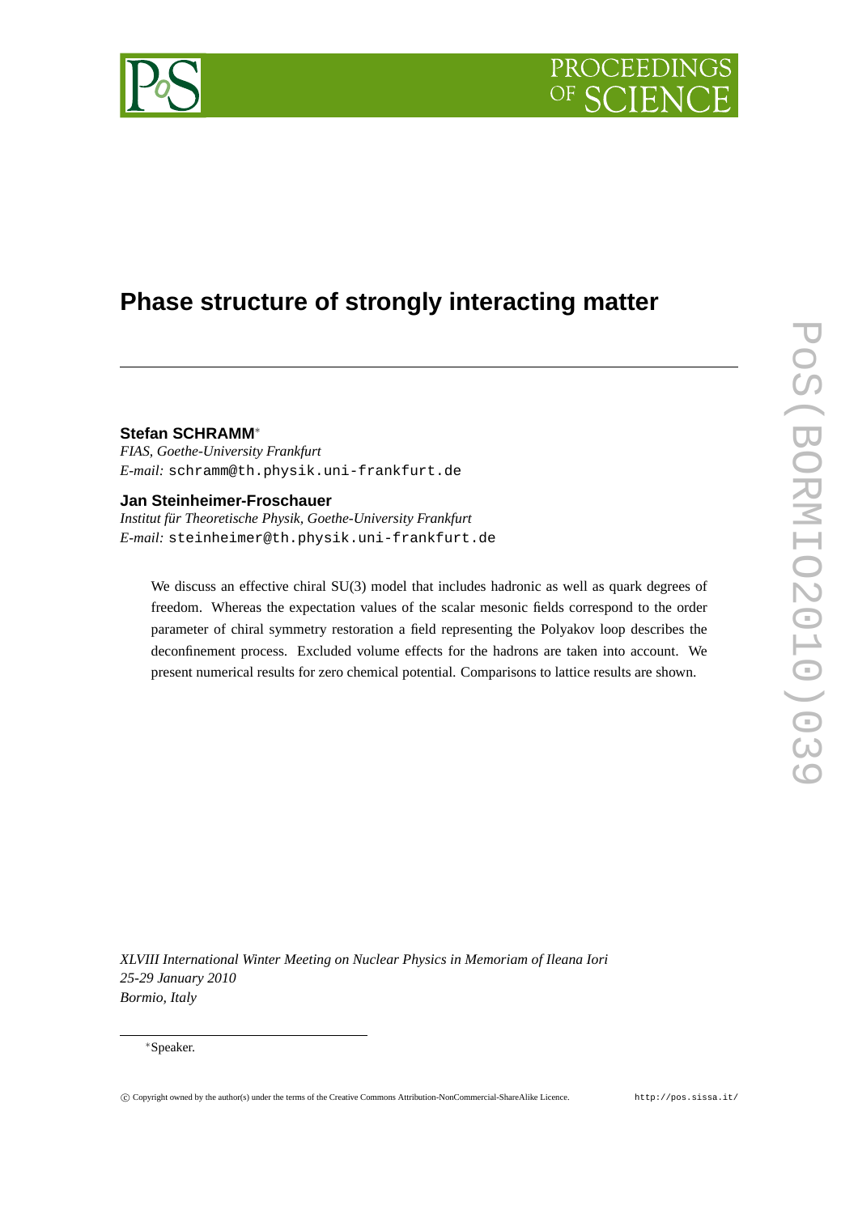# Phase structure of strongly interacting matter

**Stefan SCHRAMM**[∗]
*FIAS, Goethe-University Frankfurt*
*E-mail:* `schramm@th.physik.uni-frankfurt.de`

**Jan Steinheimer-Froschauer**
*Institut für Theoretische Physik, Goethe-University Frankfurt*
*E-mail:* `steinheimer@th.physik.uni-frankfurt.de`

We discuss an effective chiral SU(3) model that includes hadronic as well as quark degrees of freedom. Whereas the expectation values of the scalar mesonic fields correspond to the order parameter of chiral symmetry restoration a field representing the Polyakov loop describes the deconfinement process. Excluded volume effects for the hadrons are taken into account. We present numerical results for zero chemical potential. Comparisons to lattice results are shown.

*XLVIII International Winter Meeting on Nuclear Physics in Memoriam of Ileana Iori*
*25-29 January 2010*
*Bormio, Italy*

[∗]Speaker.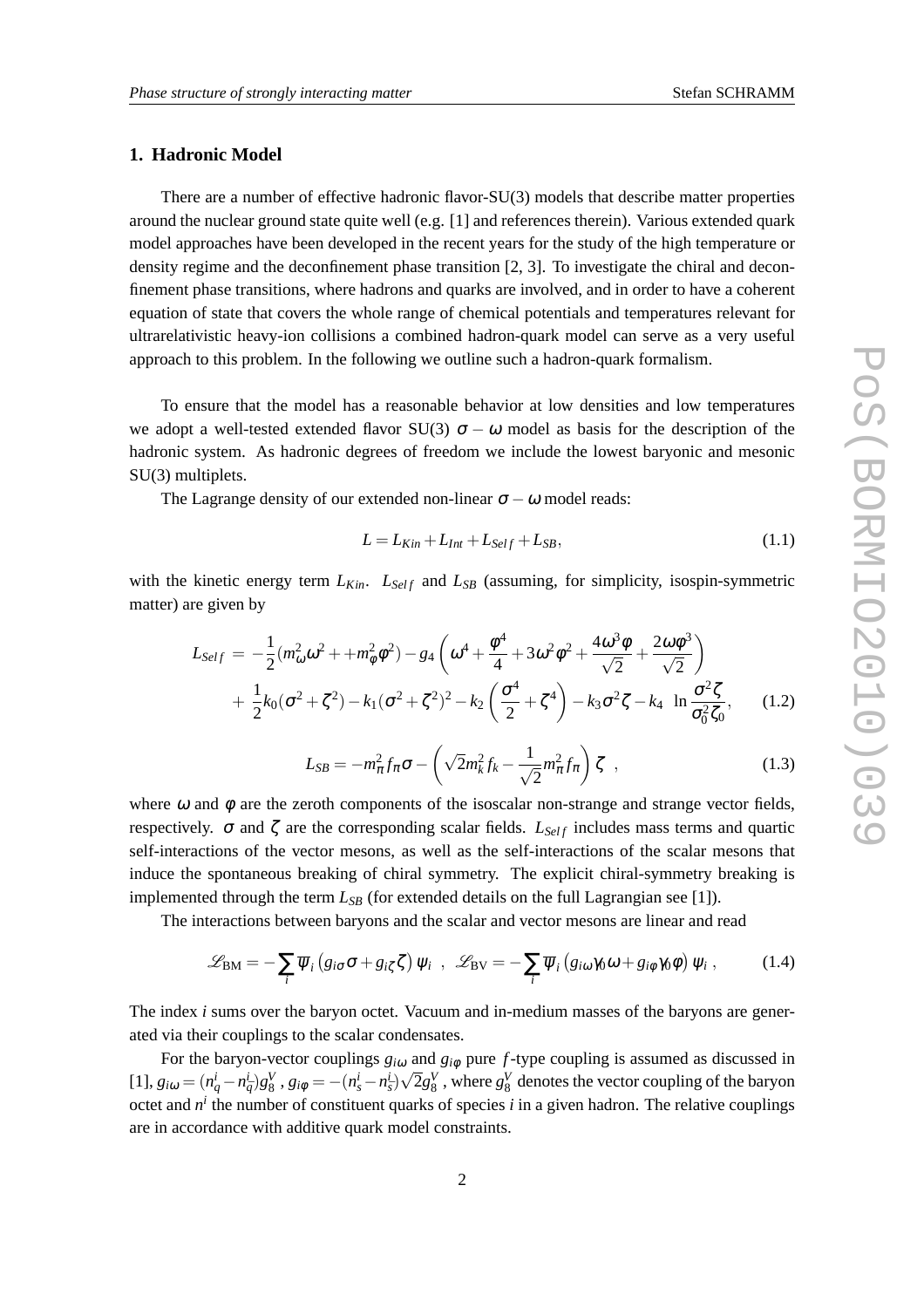## 1. Hadronic Model

There are a number of effective hadronic flavor-SU(3) models that describe matter properties around the nuclear ground state quite well (e.g. [1] and references therein). Various extended quark model approaches have been developed in the recent years for the study of the high temperature or density regime and the deconfinement phase transition [2, 3]. To investigate the chiral and deconfinement phase transitions, where hadrons and quarks are involved, and in order to have a coherent equation of state that covers the whole range of chemical potentials and temperatures relevant for ultrarelativistic heavy-ion collisions a combined hadron-quark model can serve as a very useful approach to this problem. In the following we outline such a hadron-quark formalism.

To ensure that the model has a reasonable behavior at low densities and low temperatures we adopt a well-tested extended flavor SU(3) $\sigma-\omega$ model as basis for the description of the hadronic system. As hadronic degrees of freedom we include the lowest baryonic and mesonic SU(3) multiplets.

The Lagrange density of our extended non-linear $\sigma-\omega$ model reads:

$$L = L_{Kin} + L_{Int} + L_{Self} + L_{SB}, \tag{1.1}$$

with the kinetic energy term $L_{Kin}$. $L_{Self}$ and $L_{SB}$ (assuming, for simplicity, isospin-symmetric matter) are given by

$$\begin{aligned} L_{Self} = & -\frac{1}{2}(m_\omega^2\omega^2 + +m_\phi^2\phi^2) - g_4\left(\omega^4 + \frac{\phi^4}{4} + 3\omega^2\phi^2 + \frac{4\omega^3\phi}{\sqrt{2}} + \frac{2\omega\phi^3}{\sqrt{2}}\right) \\ & + \frac{1}{2}k_0(\sigma^2+\zeta^2) - k_1(\sigma^2+\zeta^2)^2 - k_2\left(\frac{\sigma^4}{2}+\zeta^4\right) - k_3\sigma^2\zeta - k_4 \ \ln\frac{\sigma^2\zeta}{\sigma_0^2\zeta_0}, \end{aligned} \tag{1.2}$$

$$L_{SB} = -m_\pi^2 f_\pi \sigma - \left(\sqrt{2}m_k^2 f_k - \frac{1}{\sqrt{2}}m_\pi^2 f_\pi\right)\zeta \ , \tag{1.3}$$

where $\omega$ and $\phi$ are the zeroth components of the isoscalar non-strange and strange vector fields, respectively. $\sigma$ and $\zeta$ are the corresponding scalar fields. $L_{Self}$ includes mass terms and quartic self-interactions of the vector mesons, as well as the self-interactions of the scalar mesons that induce the spontaneous breaking of chiral symmetry. The explicit chiral-symmetry breaking is implemented through the term $L_{SB}$ (for extended details on the full Lagrangian see [1]).

The interactions between baryons and the scalar and vector mesons are linear and read

$$\mathscr{L}_{\mathrm{BM}} = -\sum_i \overline{\psi}_i\left(g_{i\sigma}\sigma + g_{i\zeta}\zeta\right)\psi_i \ , \ \ \mathscr{L}_{\mathrm{BV}} = -\sum_i \overline{\psi}_i\left(g_{i\omega}\gamma_0\omega + g_{i\phi}\gamma_0\phi\right)\psi_i \ , \tag{1.4}$$

The index $i$ sums over the baryon octet. Vacuum and in-medium masses of the baryons are generated via their couplings to the scalar condensates.

For the baryon-vector couplings $g_{i\omega}$ and $g_{i\phi}$ pure $f$-type coupling is assumed as discussed in [1], $g_{i\omega} = (n_q^i - n_{\bar{q}}^i)g_8^V$ , $g_{i\phi} = -(n_s^i - n_{\bar{s}}^i)\sqrt{2}g_8^V$ , where $g_8^V$ denotes the vector coupling of the baryon octet and $n^i$ the number of constituent quarks of species $i$ in a given hadron. The relative couplings are in accordance with additive quark model constraints.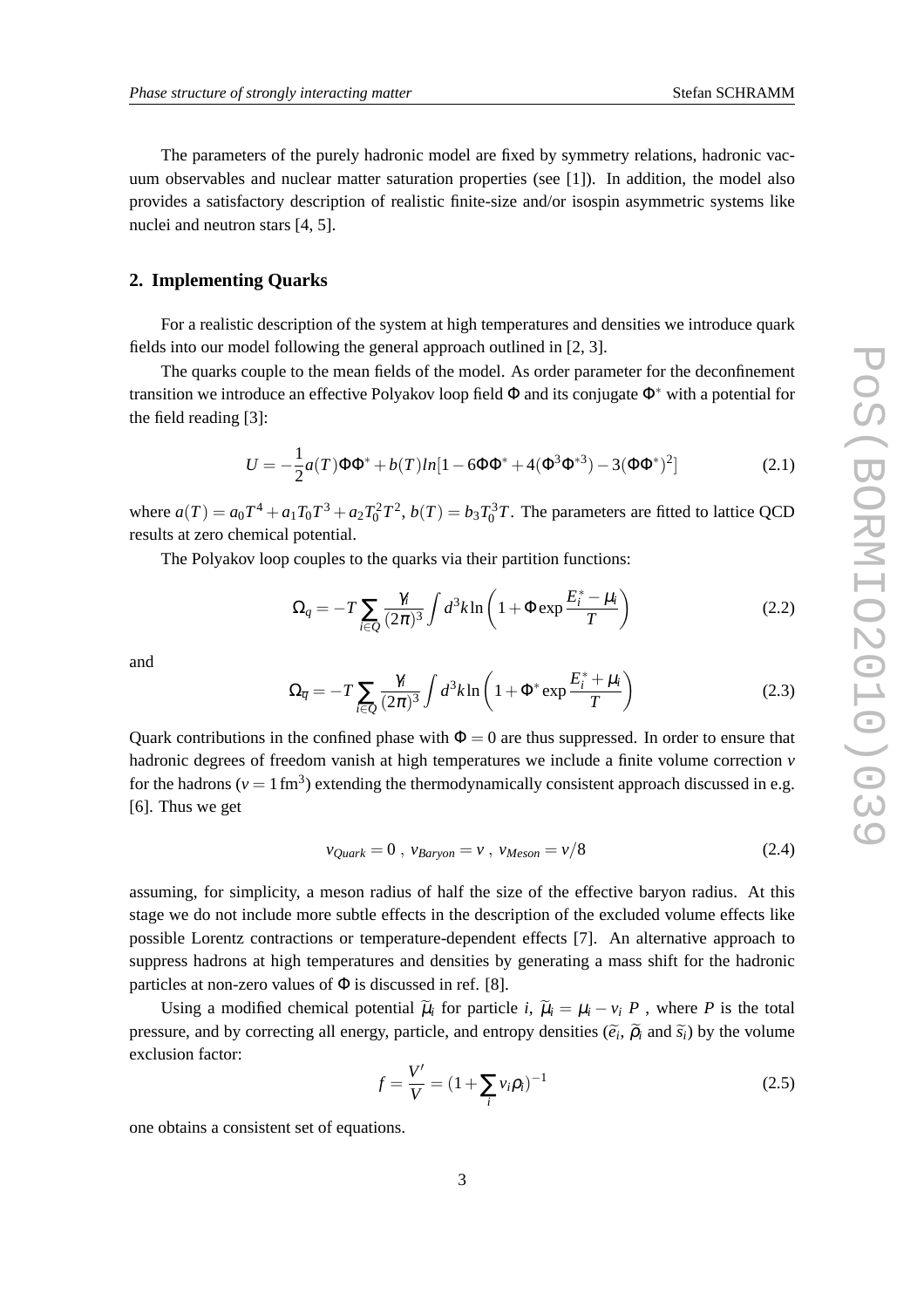The parameters of the purely hadronic model are fixed by symmetry relations, hadronic vacuum observables and nuclear matter saturation properties (see [1]). In addition, the model also provides a satisfactory description of realistic finite-size and/or isospin asymmetric systems like nuclei and neutron stars [4, 5].

## 2. Implementing Quarks

For a realistic description of the system at high temperatures and densities we introduce quark fields into our model following the general approach outlined in [2, 3].

The quarks couple to the mean fields of the model. As order parameter for the deconfinement transition we introduce an effective Polyakov loop field $\Phi$ and its conjugate $\Phi^*$ with a potential for the field reading [3]:

$$U = -\frac{1}{2}a(T)\Phi\Phi^* + b(T)ln[1-6\Phi\Phi^* + 4(\Phi^3\Phi^{*3}) - 3(\Phi\Phi^*)^2] \tag{2.1}$$

where $a(T) = a_0T^4 + a_1T_0T^3 + a_2T_0^2T^2$, $b(T) = b_3T_0^3T$. The parameters are fitted to lattice QCD results at zero chemical potential.

The Polyakov loop couples to the quarks via their partition functions:

$$\Omega_q = -T\sum_{i\in Q}\frac{\gamma_i}{(2\pi)^3}\int d^3k \ln\left(1+\Phi\exp\frac{E_i^*-\mu_i}{T}\right) \tag{2.2}$$

and

$$\Omega_{\overline{q}} = -T\sum_{i\in Q}\frac{\gamma_i}{(2\pi)^3}\int d^3k \ln\left(1+\Phi^*\exp\frac{E_i^*+\mu_i}{T}\right) \tag{2.3}$$

Quark contributions in the confined phase with $\Phi = 0$ are thus suppressed. In order to ensure that hadronic degrees of freedom vanish at high temperatures we include a finite volume correction $v$ for the hadrons ($v = 1\,\mathrm{fm}^3$) extending the thermodynamically consistent approach discussed in e.g. [6]. Thus we get

$$v_{Quark} = 0\ ,\ v_{Baryon} = v\ ,\ v_{Meson} = v/8 \tag{2.4}$$

assuming, for simplicity, a meson radius of half the size of the effective baryon radius. At this stage we do not include more subtle effects in the description of the excluded volume effects like possible Lorentz contractions or temperature-dependent effects [7]. An alternative approach to suppress hadrons at high temperatures and densities by generating a mass shift for the hadronic particles at non-zero values of $\Phi$ is discussed in ref. [8].

Using a modified chemical potential $\widetilde{\mu}_i$ for particle $i$, $\widetilde{\mu}_i = \mu_i - v_i\ P$ , where $P$ is the total pressure, and by correcting all energy, particle, and entropy densities ($\widetilde{e}_i$, $\widetilde{\rho}_i$ and $\widetilde{s}_i$) by the volume exclusion factor:

$$f = \frac{V'}{V} = (1+\sum_i v_i\rho_i)^{-1} \tag{2.5}$$

one obtains a consistent set of equations.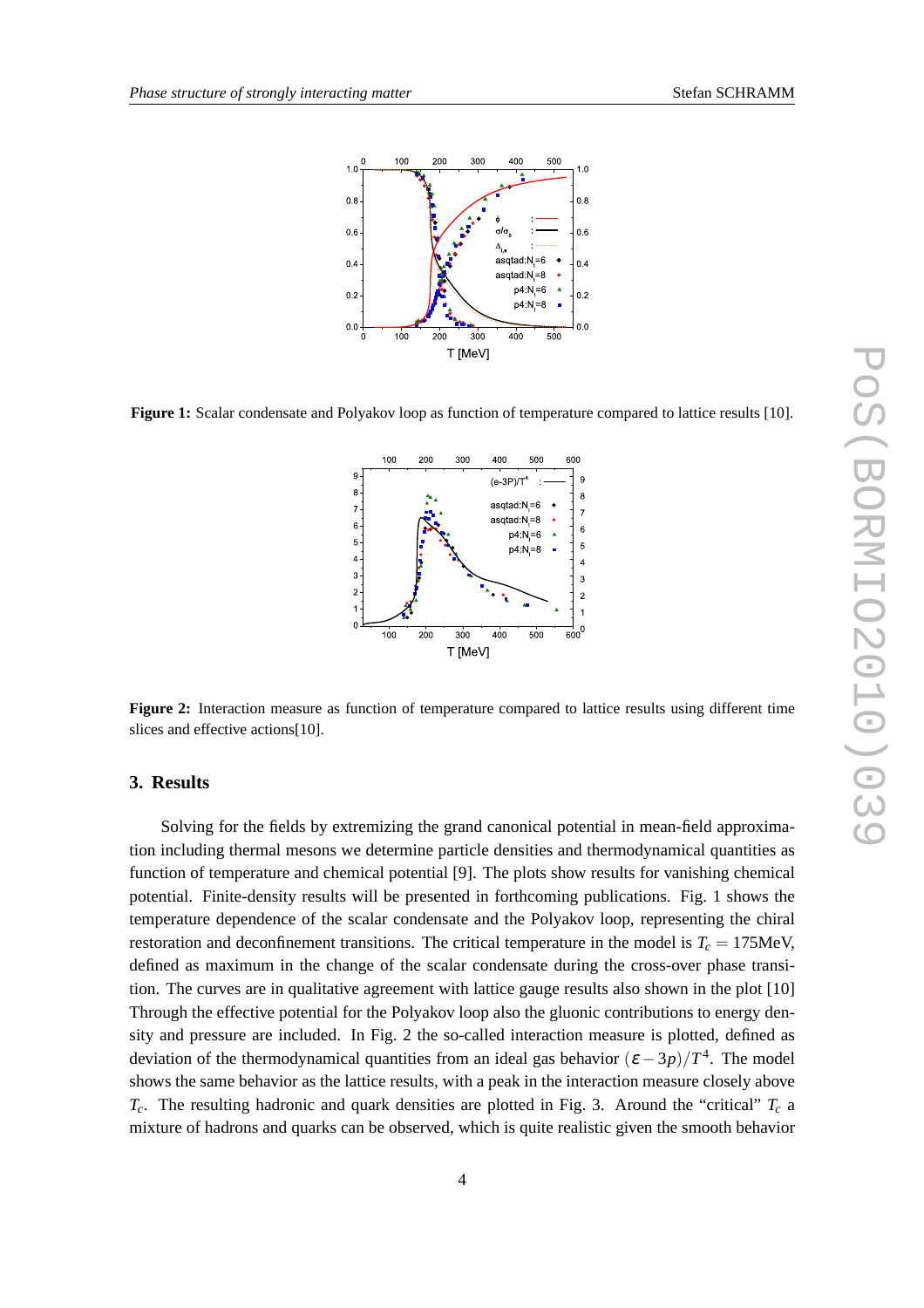**Figure 1:** Scalar condensate and Polyakov loop as function of temperature compared to lattice results [10].

**Figure 2:** Interaction measure as function of temperature compared to lattice results using different time slices and effective actions[10].

## 3. Results

Solving for the fields by extremizing the grand canonical potential in mean-field approximation including thermal mesons we determine particle densities and thermodynamical quantities as function of temperature and chemical potential [9]. The plots show results for vanishing chemical potential. Finite-density results will be presented in forthcoming publications. Fig. 1 shows the temperature dependence of the scalar condensate and the Polyakov loop, representing the chiral restoration and deconfinement transitions. The critical temperature in the model is $T_c = 175$MeV, defined as maximum in the change of the scalar condensate during the cross-over phase transition. The curves are in qualitative agreement with lattice gauge results also shown in the plot [10] Through the effective potential for the Polyakov loop also the gluonic contributions to energy density and pressure are included. In Fig. 2 the so-called interaction measure is plotted, defined as deviation of the thermodynamical quantities from an ideal gas behavior $(\varepsilon - 3p)/T^4$. The model shows the same behavior as the lattice results, with a peak in the interaction measure closely above $T_c$. The resulting hadronic and quark densities are plotted in Fig. 3. Around the "critical" $T_c$ a mixture of hadrons and quarks can be observed, which is quite realistic given the smooth behavior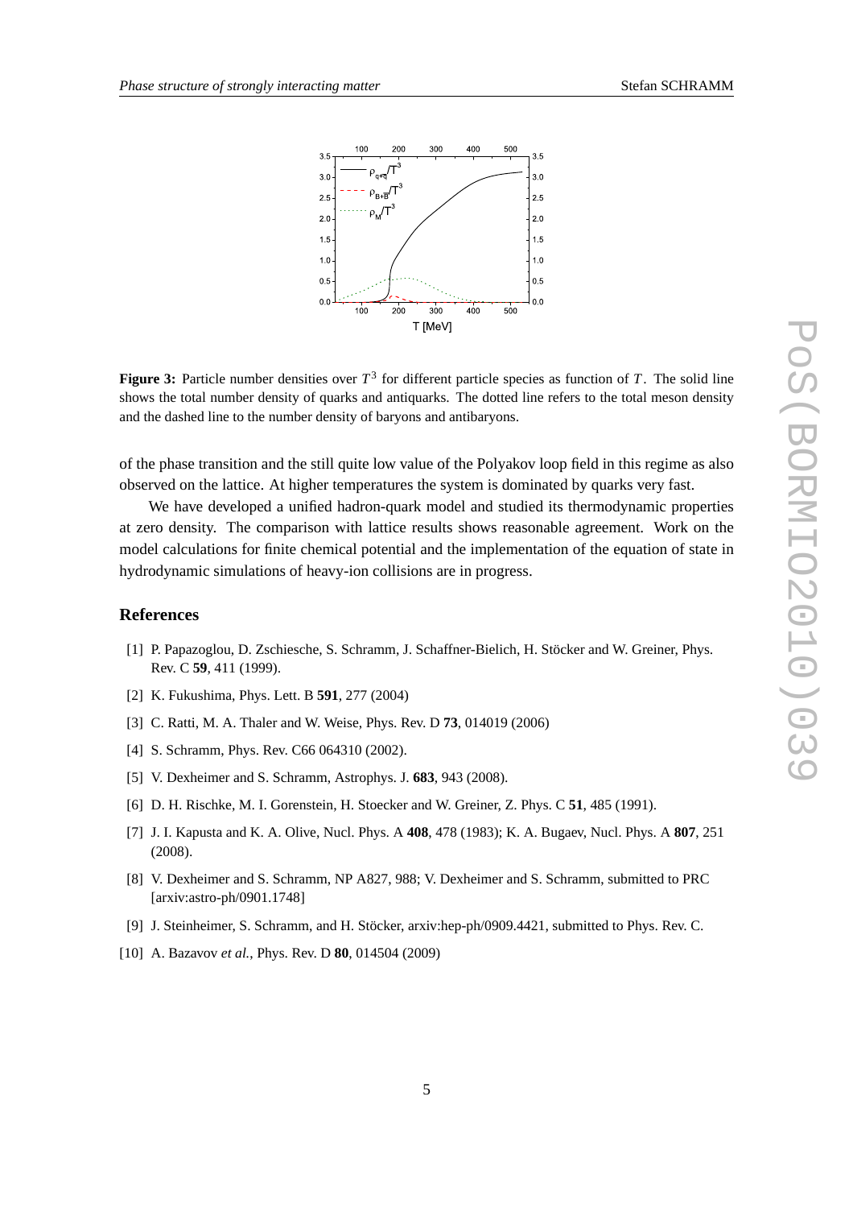100
200
300
400
500

3.5
3.0
2.5
2.0
1.5
1.0
0.5
0.0

$\rho_{q+\bar{q}}/T^3$
$\rho_{B+\bar{B}}/T^3$
$\rho_M/T^3$

T [MeV]

**Figure 3:** Particle number densities over $T^3$ for different particle species as function of $T$. The solid line shows the total number density of quarks and antiquarks. The dotted line refers to the total meson density and the dashed line to the number density of baryons and antibaryons.

of the phase transition and the still quite low value of the Polyakov loop field in this regime as also observed on the lattice. At higher temperatures the system is dominated by quarks very fast.

We have developed a unified hadron-quark model and studied its thermodynamic properties at zero density. The comparison with lattice results shows reasonable agreement. Work on the model calculations for finite chemical potential and the implementation of the equation of state in hydrodynamic simulations of heavy-ion collisions are in progress.

## References

[1] P. Papazoglou, D. Zschiesche, S. Schramm, J. Schaffner-Bielich, H. Stöcker and W. Greiner, Phys. Rev. C **59**, 411 (1999).

[2] K. Fukushima, Phys. Lett. B **591**, 277 (2004)

[3] C. Ratti, M. A. Thaler and W. Weise, Phys. Rev. D **73**, 014019 (2006)

[4] S. Schramm, Phys. Rev. C66 064310 (2002).

[5] V. Dexheimer and S. Schramm, Astrophys. J. **683**, 943 (2008).

[6] D. H. Rischke, M. I. Gorenstein, H. Stoecker and W. Greiner, Z. Phys. C **51**, 485 (1991).

[7] J. I. Kapusta and K. A. Olive, Nucl. Phys. A **408**, 478 (1983); K. A. Bugaev, Nucl. Phys. A **807**, 251 (2008).

[8] V. Dexheimer and S. Schramm, NP A827, 988; V. Dexheimer and S. Schramm, submitted to PRC [arxiv:astro-ph/0901.1748]

[9] J. Steinheimer, S. Schramm, and H. Stöcker, arxiv:hep-ph/0909.4421, submitted to Phys. Rev. C.

[10] A. Bazavov *et al.*, Phys. Rev. D **80**, 014504 (2009)